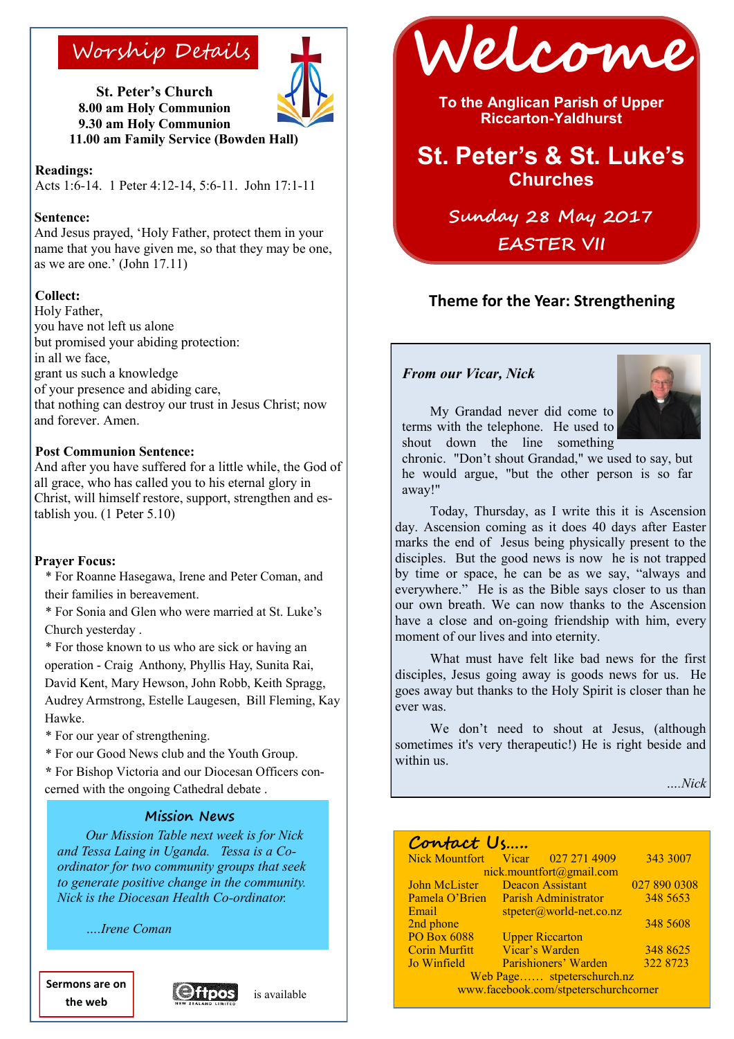# Welcome

**To the Anglican Parish of Upper Riccarton-Yaldhurst**

## St. Peter's & St. Luke's Churches

**Sunday 28 May 2017**

**EASTER VII**

### Theme for the Year: Strengthening

## Worship Details

**St. Peter's Church**
**8.00 am Holy Communion**
**9.30 am Holy Communion**
**11.00 am Family Service (Bowden Hall)**

**Readings:**
Acts 1:6-14. 1 Peter 4:12-14, 5:6-11. John 17:1-11

**Sentence:**
And Jesus prayed, 'Holy Father, protect them in your name that you have given me, so that they may be one, as we are one.' (John 17.11)

**Collect:**
Holy Father,
you have not left us alone
but promised your abiding protection:
in all we face,
grant us such a knowledge
of your presence and abiding care,
that nothing can destroy our trust in Jesus Christ; now and forever. Amen.

**Post Communion Sentence:**
And after you have suffered for a little while, the God of all grace, who has called you to his eternal glory in Christ, will himself restore, support, strengthen and establish you. (1 Peter 5.10)

**Prayer Focus:**

* For Roanne Hasegawa, Irene and Peter Coman, and their families in bereavement.
* For Sonia and Glen who were married at St. Luke's Church yesterday .
* For those known to us who are sick or having an operation - Craig Anthony, Phyllis Hay, Sunita Rai, David Kent, Mary Hewson, John Robb, Keith Spragg, Audrey Armstrong, Estelle Laugesen, Bill Fleming, Kay Hawke.
* For our year of strengthening.
* For our Good News club and the Youth Group.
* For Bishop Victoria and our Diocesan Officers concerned with the ongoing Cathedral debate .

### Mission News

*Our Mission Table next week is for Nick and Tessa Laing in Uganda. Tessa is a Co-ordinator for two community groups that seek to generate positive change in the community. Nick is the Diocesan Health Co-ordinator.*

*....Irene Coman*

**Sermons are on the web**

Eftpos is available

### *From our Vicar, Nick*

My Grandad never did come to terms with the telephone. He used to shout down the line something chronic. "Don't shout Grandad," we used to say, but he would argue, "but the other person is so far away!"

Today, Thursday, as I write this it is Ascension day. Ascension coming as it does 40 days after Easter marks the end of Jesus being physically present to the disciples. But the good news is now he is not trapped by time or space, he can be as we say, "always and everywhere." He is as the Bible says closer to us than our own breath. We can now thanks to the Ascension have a close and on-going friendship with him, every moment of our lives and into eternity.

What must have felt like bad news for the first disciples, Jesus going away is goods news for us. He goes away but thanks to the Holy Spirit is closer than he ever was.

We don't need to shout at Jesus, (although sometimes it's very therapeutic!) He is right beside and within us.

*....Nick*

### Contact Us.....

| | | | |
|---|---|---|---|
| Nick Mountfort | Vicar | 027 271 4909 | 343 3007 |
| | nick.mountfort@gmail.com | | |
| John McLister | Deacon Assistant | | 027 890 0308 |
| Pamela O'Brien | Parish Administrator | | 348 5653 |
| Email | stpeter@world-net.co.nz | | |
| 2nd phone | | | 348 5608 |
| PO Box 6088 | Upper Riccarton | | |
| Corin Murfitt | Vicar's Warden | | 348 8625 |
| Jo Winfield | Parishioners' Warden | | 322 8723 |

Web Page…… stpeterschurch.nz
www.facebook.com/stpeterschurchcorner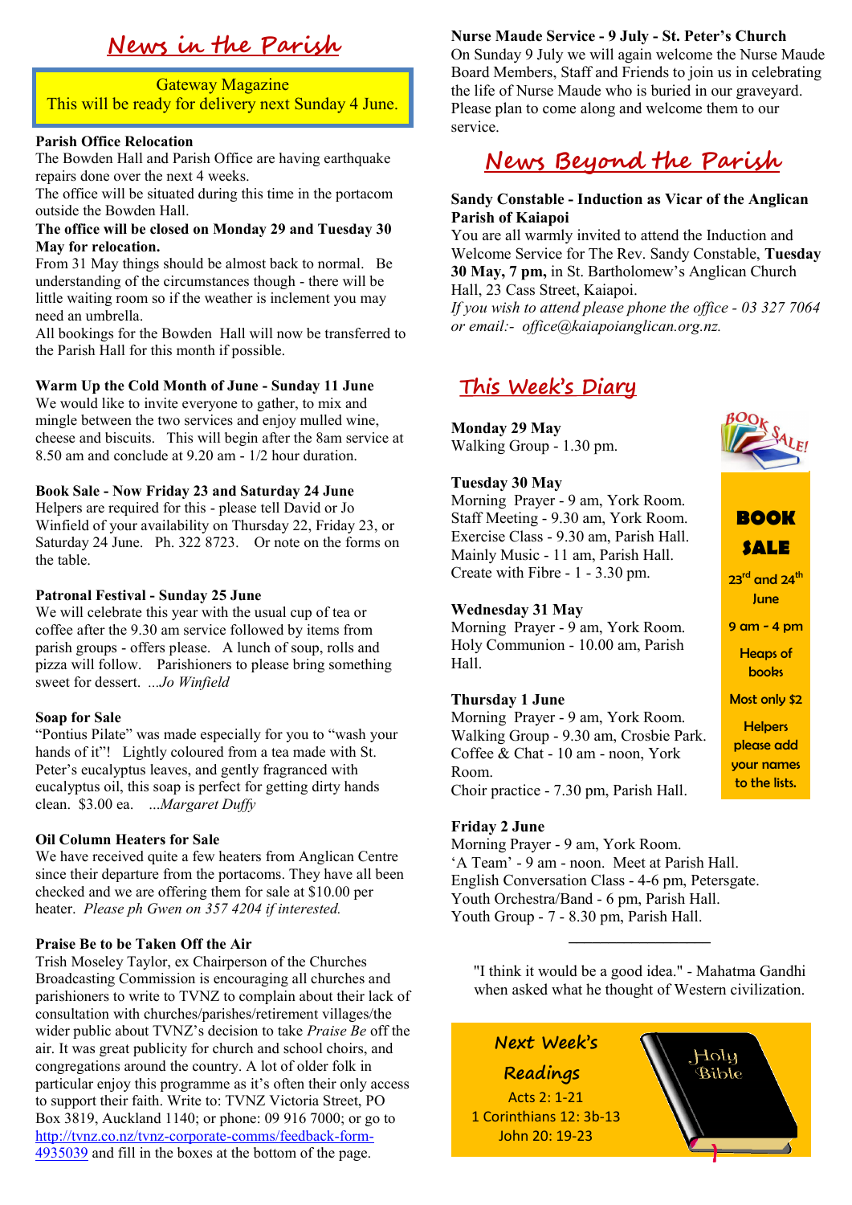# News in the Parish

**Gateway Magazine**
This will be ready for delivery next Sunday 4 June.

**Parish Office Relocation**
The Bowden Hall and Parish Office are having earthquake repairs done over the next 4 weeks.
The office will be situated during this time in the portacom outside the Bowden Hall.
**The office will be closed on Monday 29 and Tuesday 30 May for relocation.**
From 31 May things should be almost back to normal. Be understanding of the circumstances though - there will be little waiting room so if the weather is inclement you may need an umbrella.
All bookings for the Bowden Hall will now be transferred to the Parish Hall for this month if possible.

**Warm Up the Cold Month of June - Sunday 11 June**
We would like to invite everyone to gather, to mix and mingle between the two services and enjoy mulled wine, cheese and biscuits. This will begin after the 8am service at 8.50 am and conclude at 9.20 am - 1/2 hour duration.

**Book Sale - Now Friday 23 and Saturday 24 June**
Helpers are required for this - please tell David or Jo Winfield of your availability on Thursday 22, Friday 23, or Saturday 24 June. Ph. 322 8723. Or note on the forms on the table.

**Patronal Festival - Sunday 25 June**
We will celebrate this year with the usual cup of tea or coffee after the 9.30 am service followed by items from parish groups - offers please. A lunch of soup, rolls and pizza will follow. Parishioners to please bring something sweet for dessert. *...Jo Winfield*

**Soap for Sale**
"Pontius Pilate" was made especially for you to "wash your hands of it"! Lightly coloured from a tea made with St. Peter's eucalyptus leaves, and gently fragranced with eucalyptus oil, this soap is perfect for getting dirty hands clean. $3.00 ea. *...Margaret Duffy*

**Oil Column Heaters for Sale**
We have received quite a few heaters from Anglican Centre since their departure from the portacoms. They have all been checked and we are offering them for sale at $10.00 per heater. *Please ph Gwen on 357 4204 if interested.*

**Praise Be to be Taken Off the Air**
Trish Moseley Taylor, ex Chairperson of the Churches Broadcasting Commission is encouraging all churches and parishioners to write to TVNZ to complain about their lack of consultation with churches/parishes/retirement villages/the wider public about TVNZ's decision to take *Praise Be* off the air. It was great publicity for church and school choirs, and congregations around the country. A lot of older folk in particular enjoy this programme as it's often their only access to support their faith. Write to: TVNZ Victoria Street, PO Box 3819, Auckland 1140; or phone: 09 916 7000; or go to http://tvnz.co.nz/tvnz-corporate-comms/feedback-form-4935039 and fill in the boxes at the bottom of the page.

**Nurse Maude Service - 9 July - St. Peter's Church**
On Sunday 9 July we will again welcome the Nurse Maude Board Members, Staff and Friends to join us in celebrating the life of Nurse Maude who is buried in our graveyard. Please plan to come along and welcome them to our service.

# News Beyond the Parish

**Sandy Constable - Induction as Vicar of the Anglican Parish of Kaiapoi**
You are all warmly invited to attend the Induction and Welcome Service for The Rev. Sandy Constable, **Tuesday 30 May, 7 pm,** in St. Bartholomew's Anglican Church Hall, 23 Cass Street, Kaiapoi.
*If you wish to attend please phone the office - 03 327 7064 or email:- office@kaiapoianglican.org.nz.*

# This Week's Diary

**Monday 29 May**
Walking Group - 1.30 pm.

**Tuesday 30 May**
Morning Prayer - 9 am, York Room.
Staff Meeting - 9.30 am, York Room.
Exercise Class - 9.30 am, Parish Hall.
Mainly Music - 11 am, Parish Hall.
Create with Fibre - 1 - 3.30 pm.

**Wednesday 31 May**
Morning Prayer - 9 am, York Room.
Holy Communion - 10.00 am, Parish Hall.

**Thursday 1 June**
Morning Prayer - 9 am, York Room.
Walking Group - 9.30 am, Crosbie Park.
Coffee & Chat - 10 am - noon, York Room.
Choir practice - 7.30 pm, Parish Hall.

**Friday 2 June**
Morning Prayer - 9 am, York Room.
'A Team' - 9 am - noon. Meet at Parish Hall.
English Conversation Class - 4-6 pm, Petersgate.
Youth Orchestra/Band - 6 pm, Parish Hall.
Youth Group - 7 - 8.30 pm, Parish Hall.

**BOOK SALE**
23rd and 24th June
9 am - 4 pm
Heaps of books
Most only $2
Helpers please add your names to the lists.

"I think it would be a good idea." - Mahatma Gandhi when asked what he thought of Western civilization.

**Next Week's Readings**
Acts 2: 1-21
1 Corinthians 12: 3b-13
John 20: 19-23